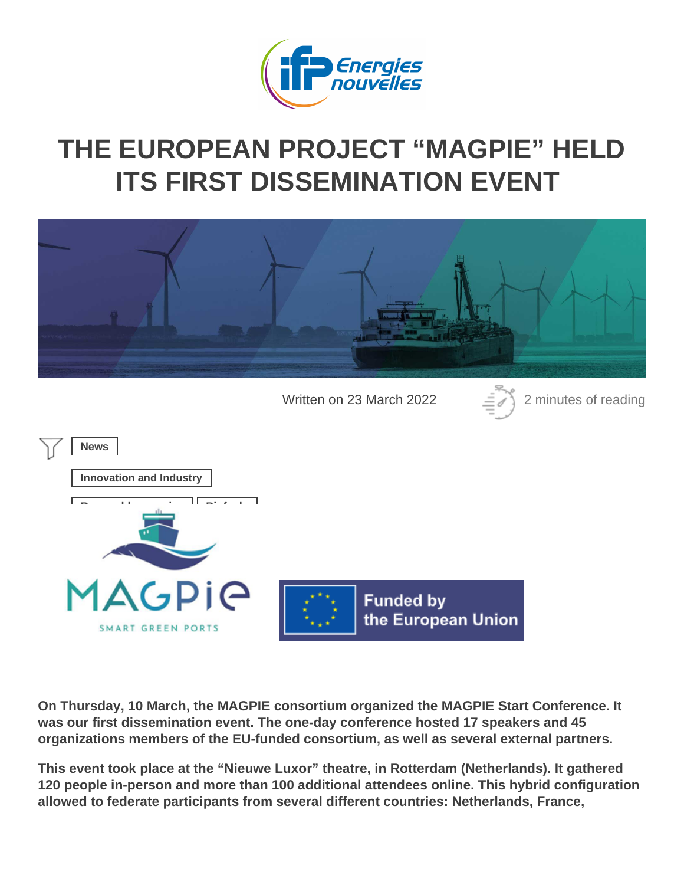# THE EUROPEAN PROJECT "MAGPIE" HELD ITS FIRST DISSEMINATION EVENT

Written on 23 March 2022 — 2 minutes of reading

News

Innovation and Industry

Renewable energies | Biofuels

**On Thursday, 10 March, the MAGPIE consortium organized the MAGPIE Start Conference. It was our first dissemination event. The one-day conference hosted 17 speakers and 45 organizations members of the EU-funded consortium, as well as several external partners.**

**This event took place at the "Nieuwe Luxor" theatre, in Rotterdam (Netherlands). It gathered 120 people in-person and more than 100 additional attendees online. This hybrid configuration allowed to federate participants from several different countries: Netherlands, France,**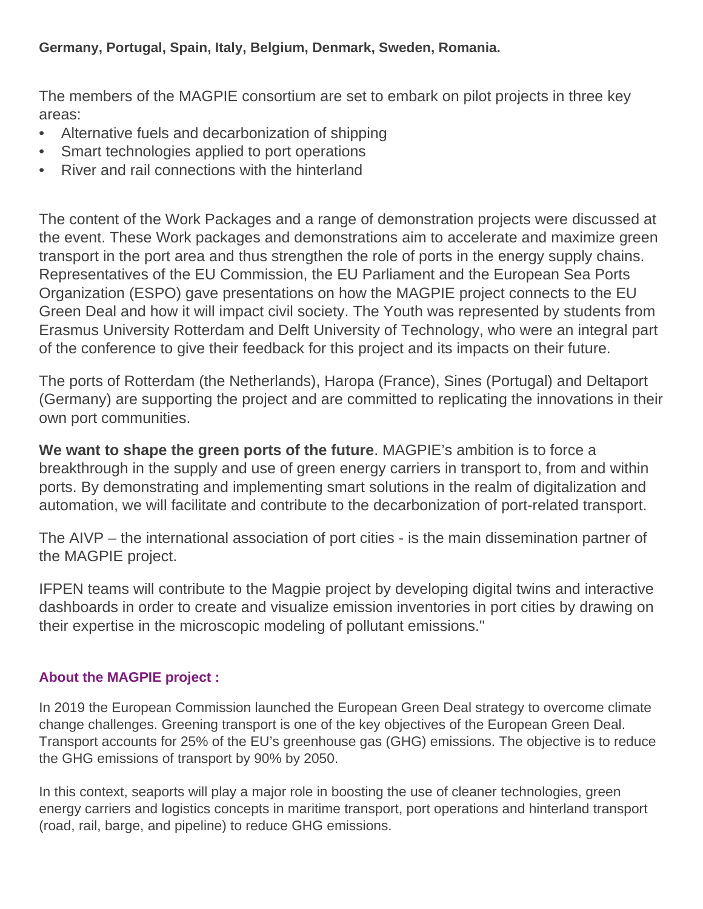**Germany, Portugal, Spain, Italy, Belgium, Denmark, Sweden, Romania.**

The members of the MAGPIE consortium are set to embark on pilot projects in three key areas:

- Alternative fuels and decarbonization of shipping
- Smart technologies applied to port operations
- River and rail connections with the hinterland

The content of the Work Packages and a range of demonstration projects were discussed at the event. These Work packages and demonstrations aim to accelerate and maximize green transport in the port area and thus strengthen the role of ports in the energy supply chains. Representatives of the EU Commission, the EU Parliament and the European Sea Ports Organization (ESPO) gave presentations on how the MAGPIE project connects to the EU Green Deal and how it will impact civil society. The Youth was represented by students from Erasmus University Rotterdam and Delft University of Technology, who were an integral part of the conference to give their feedback for this project and its impacts on their future.

The ports of Rotterdam (the Netherlands), Haropa (France), Sines (Portugal) and Deltaport (Germany) are supporting the project and are committed to replicating the innovations in their own port communities.

**We want to shape the green ports of the future**. MAGPIE's ambition is to force a breakthrough in the supply and use of green energy carriers in transport to, from and within ports. By demonstrating and implementing smart solutions in the realm of digitalization and automation, we will facilitate and contribute to the decarbonization of port-related transport.

The AIVP – the international association of port cities - is the main dissemination partner of the MAGPIE project.

IFPEN teams will contribute to the Magpie project by developing digital twins and interactive dashboards in order to create and visualize emission inventories in port cities by drawing on their expertise in the microscopic modeling of pollutant emissions."

### About the MAGPIE project :

In 2019 the European Commission launched the European Green Deal strategy to overcome climate change challenges. Greening transport is one of the key objectives of the European Green Deal. Transport accounts for 25% of the EU's greenhouse gas (GHG) emissions. The objective is to reduce the GHG emissions of transport by 90% by 2050.

In this context, seaports will play a major role in boosting the use of cleaner technologies, green energy carriers and logistics concepts in maritime transport, port operations and hinterland transport (road, rail, barge, and pipeline) to reduce GHG emissions.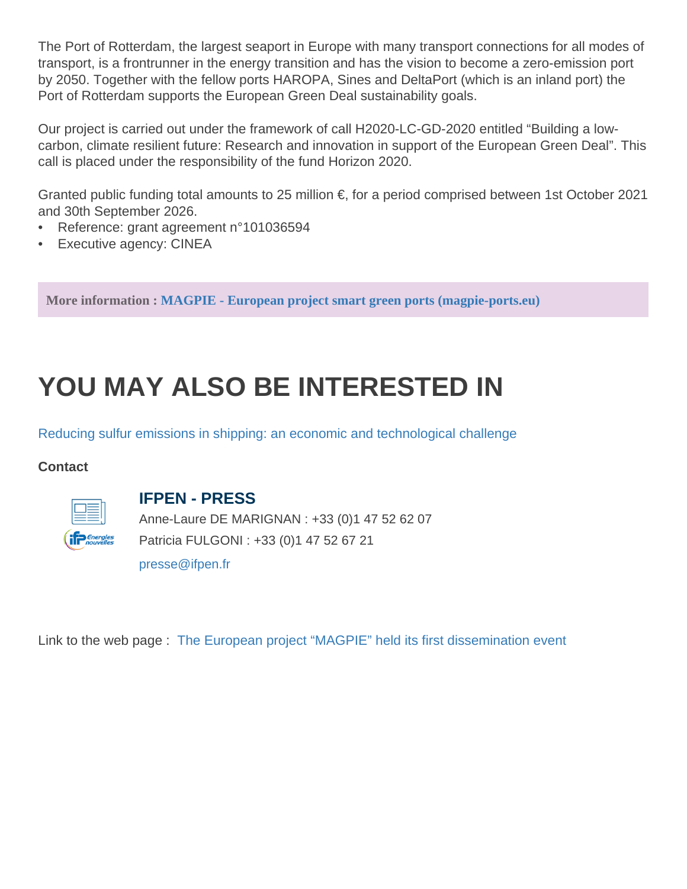The Port of Rotterdam, the largest seaport in Europe with many transport connections for all modes of transport, is a frontrunner in the energy transition and has the vision to become a zero-emission port by 2050. Together with the fellow ports HAROPA, Sines and DeltaPort (which is an inland port) the Port of Rotterdam supports the European Green Deal sustainability goals.

Our project is carried out under the framework of call H2020-LC-GD-2020 entitled “Building a low-carbon, climate resilient future: Research and innovation in support of the European Green Deal”. This call is placed under the responsibility of the fund Horizon 2020.

Granted public funding total amounts to 25 million €, for a period comprised between 1st October 2021 and 30th September 2026.

- Reference: grant agreement n°101036594
- Executive agency: CINEA

**More information : MAGPIE - European project smart green ports (magpie-ports.eu)**

# YOU MAY ALSO BE INTERESTED IN

Reducing sulfur emissions in shipping: an economic and technological challenge

**Contact**

### IFPEN - PRESS

Anne-Laure DE MARIGNAN : +33 (0)1 47 52 62 07

Patricia FULGONI : +33 (0)1 47 52 67 21

presse@ifpen.fr

Link to the web page : The European project “MAGPIE” held its first dissemination event